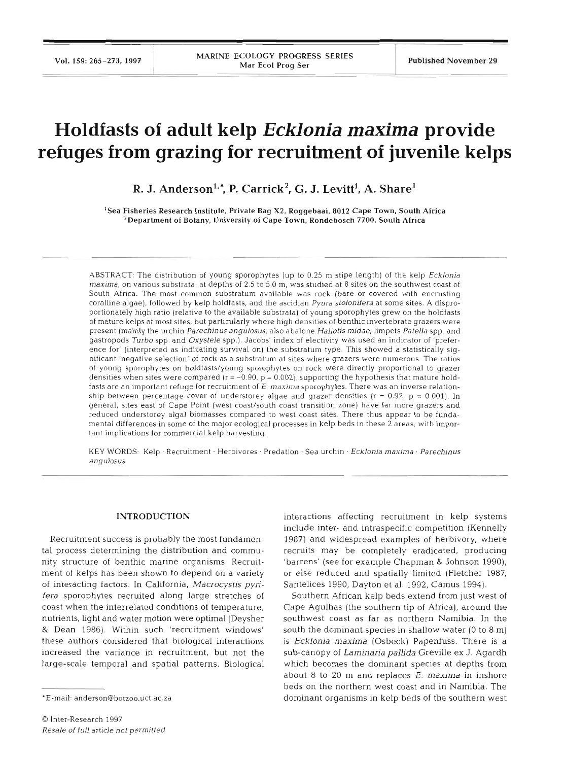# Holdfasts of adult kelp *Ecklonia maxima* provide refuges from grazing for recruitment of juvenile kelps

R. J. Anderson[1,*], P. Carrick[2], G. J. Levitt[1], A. Share[1]

[1]Sea Fisheries Research Institute, Private Bag X2, Roggebaai, 8012 Cape Town, South Africa
[2]Department of Botany, University of Cape Town, Rondebosch 7700, South Africa

ABSTRACT: The distribution of young sporophytes (up to 0.25 m stipe length) of the kelp *Ecklonia maxima*, on various substrata, at depths of 2.5 to 5.0 m, was studied at 8 sites on the southwest coast of South Africa. The most common substratum available was rock (bare or covered with encrusting coralline algae), followed by kelp holdfasts, and the ascidian *Pyura stolonifera* at some sites. A disproportionately high ratio (relative to the available substrata) of young sporophytes grew on the holdfasts of mature kelps at most sites, but particularly where high densities of benthic invertebrate grazers were present (mainly the urchin *Parechinus angulosus*, also abalone *Haliotis midae*, limpets *Patella* spp. and gastropods *Turbo* spp. and *Oxystele* spp.). Jacobs' index of electivity was used an indicator of 'preference for' (interpreted as indicating survival on) the substratum type. This showed a statistically significant 'negative selection' of rock as a substratum at sites where grazers were numerous. The ratios of young sporophytes on holdfasts/young sporophytes on rock were directly proportional to grazer densities when sites were compared ($r = -0.90$, $p = 0.002$), supporting the hypothesis that mature holdfasts are an important refuge for recruitment of *E. maxima* sporophytes. There was an inverse relationship between percentage cover of understorey algae and grazer densities ($r = 0.92$, $p = 0.001$). In general, sites east of Cape Point (west coast/south coast transition zone) have far more grazers and reduced understorey algal biomasses compared to west coast sites. There thus appear to be fundamental differences in some of the major ecological processes in kelp beds in these 2 areas, with important implications for commercial kelp harvesting.

KEY WORDS: Kelp · Recruitment · Herbivores · Predation · Sea urchin · *Ecklonia maxima* · *Parechinus angulosus*

## INTRODUCTION

Recruitment success is probably the most fundamental process determining the distribution and community structure of benthic marine organisms. Recruitment of kelps has been shown to depend on a variety of interacting factors. In California, *Macrocystis pyrifera* sporophytes recruited along large stretches of coast when the interrelated conditions of temperature, nutrients, light and water motion were optimal (Deysher & Dean 1986). Within such 'recruitment windows' these authors considered that biological interactions increased the variance in recruitment, but not the large-scale temporal and spatial patterns. Biological interactions affecting recruitment in kelp systems include inter- and intraspecific competition (Kennelly 1987) and widespread examples of herbivory, where recruits may be completely eradicated, producing 'barrens' (see for example Chapman & Johnson 1990), or else reduced and spatially limited (Fletcher 1987, Santelices 1990, Dayton et al. 1992, Camus 1994).

Southern African kelp beds extend from just west of Cape Agulhas (the southern tip of Africa), around the southwest coast as far as northern Namibia. In the south the dominant species in shallow water (0 to 8 m) is *Ecklonia maxima* (Osbeck) Papenfuss. There is a sub-canopy of *Laminaria pallida* Greville ex J. Agardh which becomes the dominant species at depths from about 8 to 20 m and replaces *E. maxima* in inshore beds on the northern west coast and in Namibia. The dominant organisms in kelp beds of the southern west

*E-mail: anderson@botzoo.uct.ac.za

© Inter-Research 1997
*Resale of full article not permitted*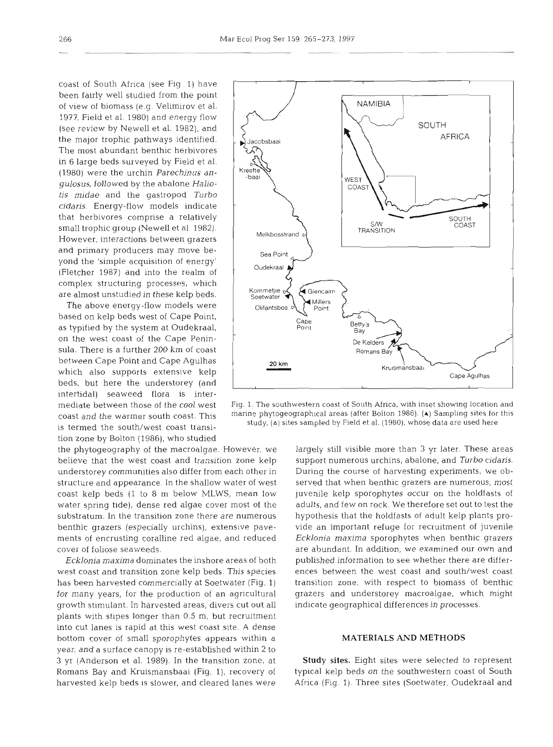coast of South Africa (see Fig. 1) have been fairly well studied from the point of view of biomass (e.g. Velimirov et al. 1977, Field et al. 1980) and energy flow (see review by Newell et al. 1982), and the major trophic pathways identified. The most abundant benthic herbivores in 6 large beds surveyed by Field et al. (1980) were the urchin *Parechinus angulosus*, followed by the abalone *Haliotis midae* and the gastropod *Turbo cidaris*. Energy-flow models indicate that herbivores comprise a relatively small trophic group (Newell et al. 1982). However, interactions between grazers and primary producers may move beyond the 'simple acquisition of energy' (Fletcher 1987) and into the realm of complex structuring processes, which are almost unstudied in these kelp beds.

The above energy-flow models were based on kelp beds west of Cape Point, as typified by the system at Oudekraal, on the west coast of the Cape Peninsula. There is a further 200 km of coast between Cape Point and Cape Agulhas which also supports extensive kelp beds, but here the understorey (and intertidal) seaweed flora is intermediate between those of the cool west coast and the warmer south coast. This is termed the south/west coast transition zone by Bolton (1986), who studied the phytogeography of the macroalgae. However, we believe that the west coast and transition zone kelp understorey communities also differ from each other in structure and appearance. In the shallow water of west coast kelp beds (1 to 8 m below MLWS, mean low water spring tide), dense red algae cover most of the substratum. In the transition zone there are numerous benthic grazers (especially urchins), extensive pavements of encrusting coralline red algae, and reduced cover of foliose seaweeds.

*Ecklonia maxima* dominates the inshore areas of both west coast and transition zone kelp beds. This species has been harvested commercially at Soetwater (Fig. 1) for many years, for the production of an agricultural growth stimulant. In harvested areas, divers cut out all plants with stipes longer than 0.5 m, but recruitment into cut lanes is rapid at this west coast site. A dense bottom cover of small sporophytes appears within a year, and a surface canopy is re-established within 2 to 3 yr (Anderson et al. 1989). In the transition zone, at Romans Bay and Kruismansbaai (Fig. 1), recovery of harvested kelp beds is slower, and cleared lanes were largely still visible more than 3 yr later. These areas support numerous urchins, abalone, and *Turbo cidaris*. During the course of harvesting experiments, we observed that when benthic grazers are numerous, most juvenile kelp sporophytes occur on the holdfasts of adults, and few on rock. We therefore set out to test the hypothesis that the holdfasts of adult kelp plants provide an important refuge for recruitment of juvenile *Ecklonia maxima* sporophytes when benthic grazers are abundant. In addition, we examined our own and published information to see whether there are differences between the west coast and south/west coast transition zone, with respect to biomass of benthic grazers and understorey macroalgae, which might indicate geographical differences in processes.

Fig. 1. The southwestern coast of South Africa, with inset showing location and marine phytogeographical areas (after Bolton 1986). (▲) Sampling sites for this study, (△) sites sampled by Field et al. (1980), whose data are used here

## MATERIALS AND METHODS

**Study sites.** Eight sites were selected to represent typical kelp beds on the southwestern coast of South Africa (Fig. 1). Three sites (Soetwater, Oudekraal and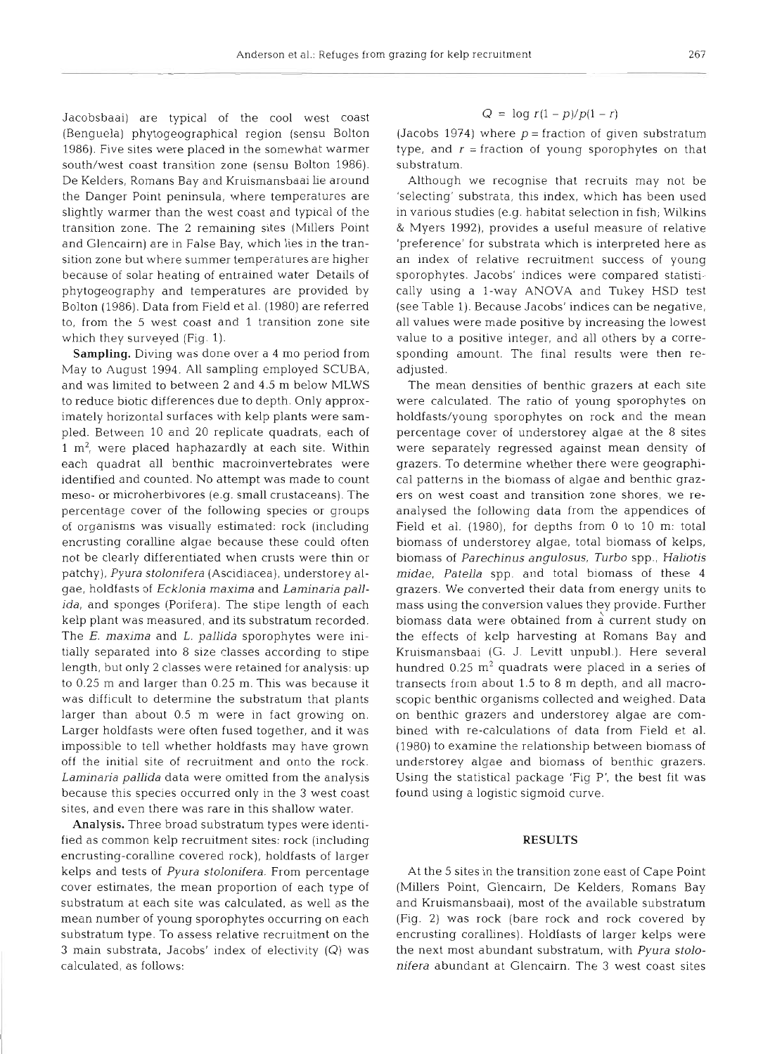Jacobsbaai) are typical of the cool west coast (Benguela) phytogeographical region (sensu Bolton 1986). Five sites were placed in the somewhat warmer south/west coast transition zone (sensu Bolton 1986). De Kelders, Romans Bay and Kruismansbaai lie around the Danger Point peninsula, where temperatures are slightly warmer than the west coast and typical of the transition zone. The 2 remaining sites (Millers Point and Glencairn) are in False Bay, which lies in the transition zone but where summer temperatures are higher because of solar heating of entrained water Details of phytogeography and temperatures are provided by Bolton (1986). Data from Field et al. (1980) are referred to, from the 5 west coast and 1 transition zone site which they surveyed (Fig. 1).

**Sampling.** Diving was done over a 4 mo period from May to August 1994. All sampling employed SCUBA, and was limited to between 2 and 4.5 m below MLWS to reduce biotic differences due to depth. Only approximately horizontal surfaces with kelp plants were sampled. Between 10 and 20 replicate quadrats, each of 1 $m^2$, were placed haphazardly at each site. Within each quadrat all benthic macroinvertebrates were identified and counted. No attempt was made to count meso- or microherbivores (e.g. small crustaceans). The percentage cover of the following species or groups of organisms was visually estimated: rock (including encrusting coralline algae because these could often not be clearly differentiated when crusts were thin or patchy), *Pyura stolonifera* (Ascidiacea), understorey algae, holdfasts of *Ecklonia maxima* and *Laminaria pallida*, and sponges (Porifera). The stipe length of each kelp plant was measured, and its substratum recorded. The *E. maxima* and *L. pallida* sporophytes were initially separated into 8 size classes according to stipe length, but only 2 classes were retained for analysis: up to 0.25 m and larger than 0.25 m. This was because it was difficult to determine the substratum that plants larger than about 0.5 m were in fact growing on. Larger holdfasts were often fused together, and it was impossible to tell whether holdfasts may have grown off the initial site of recruitment and onto the rock. *Laminaria pallida* data were omitted from the analysis because this species occurred only in the 3 west coast sites, and even there was rare in this shallow water.

**Analysis.** Three broad substratum types were identified as common kelp recruitment sites: rock (including encrusting-coralline covered rock), holdfasts of larger kelps and tests of *Pyura stolonifera*. From percentage cover estimates, the mean proportion of each type of substratum at each site was calculated, as well as the mean number of young sporophytes occurring on each substratum type. To assess relative recruitment on the 3 main substrata, Jacobs' index of electivity ($Q$) was calculated, as follows:

$$Q = \log r(1 - p)/p(1 - r)$$

(Jacobs 1974) where $p$ = fraction of given substratum type, and $r$ = fraction of young sporophytes on that substratum.

Although we recognise that recruits may not be 'selecting' substrata, this index, which has been used in various studies (e.g. habitat selection in fish; Wilkins & Myers 1992), provides a useful measure of relative 'preference' for substrata which is interpreted here as an index of relative recruitment success of young sporophytes. Jacobs' indices were compared statistically using a 1-way ANOVA and Tukey HSD test (see Table 1). Because Jacobs' indices can be negative, all values were made positive by increasing the lowest value to a positive integer, and all others by a corresponding amount. The final results were then readjusted.

The mean densities of benthic grazers at each site were calculated. The ratio of young sporophytes on holdfasts/young sporophytes on rock and the mean percentage cover of understorey algae at the 8 sites were separately regressed against mean density of grazers. To determine whether there were geographical patterns in the biomass of algae and benthic grazers on west coast and transition zone shores, we reanalysed the following data from the appendices of Field et al. (1980), for depths from 0 to 10 m: total biomass of understorey algae, total biomass of kelps, biomass of *Parechinus angulosus*, *Turbo* spp., *Haliotis midae*, *Patella* spp. and total biomass of these 4 grazers. We converted their data from energy units to mass using the conversion values they provide. Further biomass data were obtained from a current study on the effects of kelp harvesting at Romans Bay and Kruismansbaai (G. J. Levitt unpubl.). Here several hundred 0.25 $m^2$ quadrats were placed in a series of transects from about 1.5 to 8 m depth, and all macroscopic benthic organisms collected and weighed. Data on benthic grazers and understorey algae are combined with re-calculations of data from Field et al. (1980) to examine the relationship between biomass of understorey algae and biomass of benthic grazers. Using the statistical package 'Fig P', the best fit was found using a logistic sigmoid curve.

## RESULTS

At the 5 sites in the transition zone east of Cape Point (Millers Point, Glencairn, De Kelders, Romans Bay and Kruismansbaai), most of the available substratum (Fig. 2) was rock (bare rock and rock covered by encrusting corallines). Holdfasts of larger kelps were the next most abundant substratum, with *Pyura stolonifera* abundant at Glencairn. The 3 west coast sites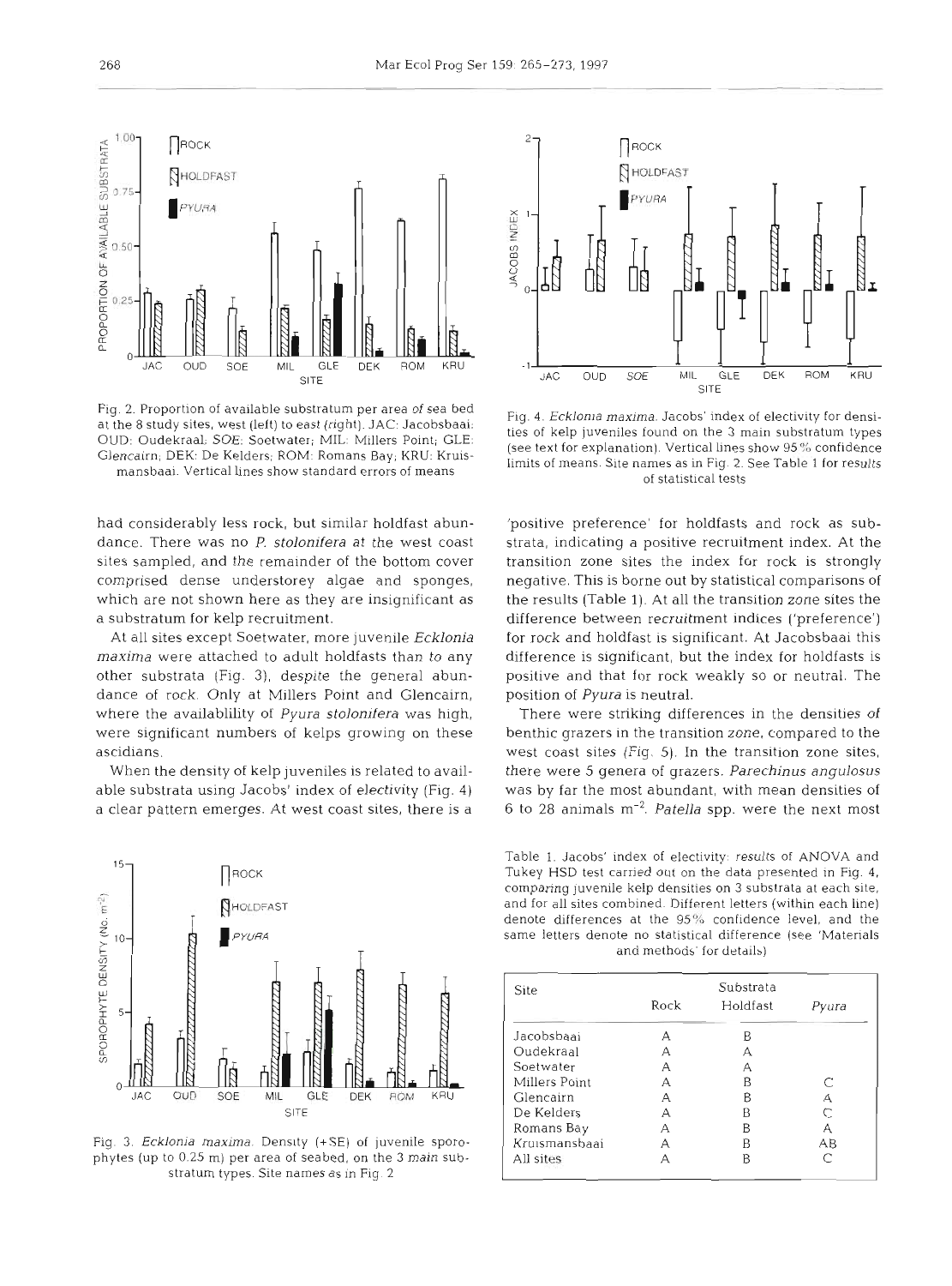Fig. 2. Proportion of available substratum per area of sea bed at the 8 study sites, west (left) to east (right). JAC: Jacobsbaai; OUD: Oudekraal; SOE: Soetwater; MIL: Millers Point; GLE: Glencairn; DEK: De Kelders; ROM: Romans Bay; KRU: Kruismansbaai. Vertical lines show standard errors of means

Fig. 4. *Ecklonia maxima*. Jacobs' index of electivity for densities of kelp juveniles found on the 3 main substratum types (see text for explanation). Vertical lines show 95% confidence limits of means. Site names as in Fig. 2. See Table 1 for results of statistical tests

had considerably less rock, but similar holdfast abundance. There was no *P. stolonifera* at the west coast sites sampled, and the remainder of the bottom cover comprised dense understorey algae and sponges, which are not shown here as they are insignificant as a substratum for kelp recruitment.

At all sites except Soetwater, more juvenile *Ecklonia maxima* were attached to adult holdfasts than to any other substrata (Fig. 3), despite the general abundance of rock. Only at Millers Point and Glencairn, where the availablility of *Pyura stolonifera* was high, were significant numbers of kelps growing on these ascidians.

When the density of kelp juveniles is related to available substrata using Jacobs' index of electivity (Fig. 4) a clear pattern emerges. At west coast sites, there is a 'positive preference' for holdfasts and rock as substrata, indicating a positive recruitment index. At the transition zone sites the index for rock is strongly negative. This is borne out by statistical comparisons of the results (Table 1). At all the transition zone sites the difference between recruitment indices ('preference') for rock and holdfast is significant. At Jacobsbaai this difference is significant, but the index for holdfasts is positive and that for rock weakly so or neutral. The position of *Pyura* is neutral.

There were striking differences in the densities of benthic grazers in the transition zone, compared to the west coast sites (Fig. 5). In the transition zone sites, there were 5 genera of grazers. *Parechinus angulosus* was by far the most abundant, with mean densities of 6 to 28 animals $m^{-2}$. *Patella* spp. were the next most

Fig. 3. *Ecklonia maxima*. Density (+SE) of juvenile sporophytes (up to 0.25 m) per area of seabed, on the 3 main substratum types. Site names as in Fig. 2

Table 1. Jacobs' index of electivity: results of ANOVA and Tukey HSD test carried out on the data presented in Fig. 4, comparing juvenile kelp densities on 3 substrata at each site, and for all sites combined. Different letters (within each line) denote differences at the 95% confidence level, and the same letters denote no statistical difference (see 'Materials and methods' for details)

| Site | Substrata | | |
|---|---|---|---|
| | Rock | Holdfast | *Pyura* |
| Jacobsbaai | A | B | |
| Oudekraal | A | A | |
| Soetwater | A | A | |
| Millers Point | A | B | C |
| Glencairn | A | B | A |
| De Kelders | A | B | C |
| Romans Bay | A | B | A |
| Kruismansbaai | A | B | AB |
| All sites | A | B | C |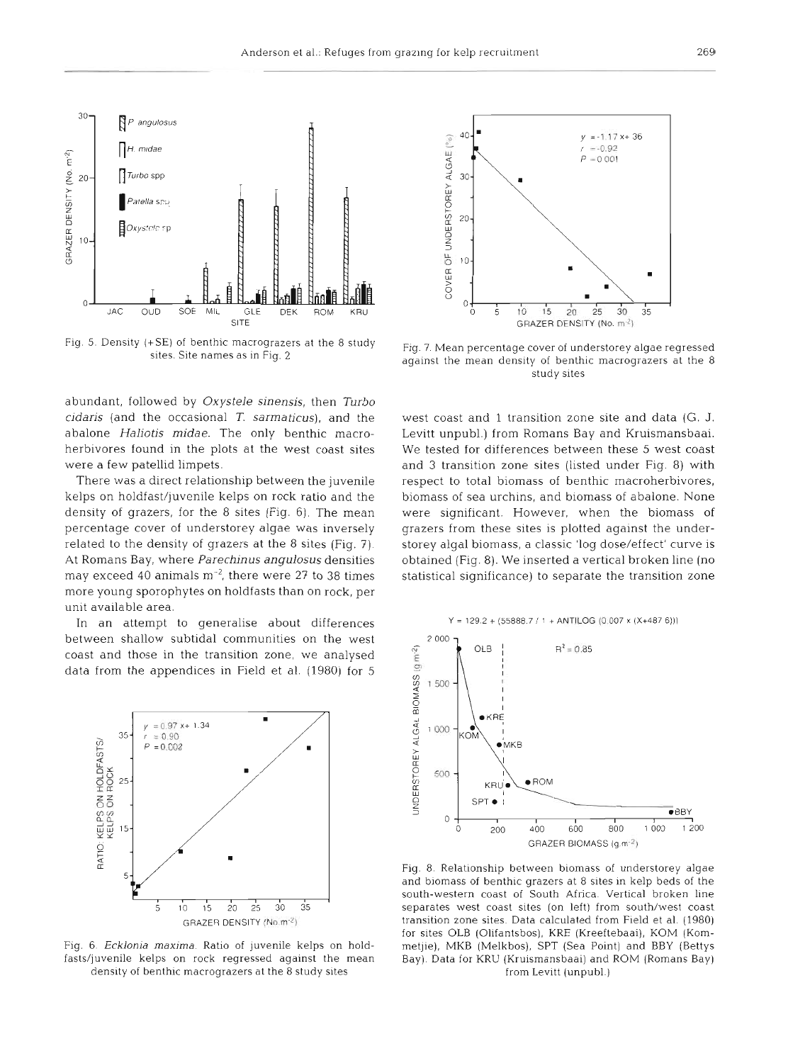Fig. 5. Density (+SE) of benthic macrograzers at the 8 study sites. Site names as in Fig. 2

Fig. 7. Mean percentage cover of understorey algae regressed against the mean density of benthic macrograzers at the 8 study sites

abundant, followed by *Oxystele sinensis*, then *Turbo cidaris* (and the occasional *T. sarmaticus*), and the abalone *Haliotis midae*. The only benthic macroherbivores found in the plots at the west coast sites were a few patellid limpets.

There was a direct relationship between the juvenile kelps on holdfast/juvenile kelps on rock ratio and the density of grazers, for the 8 sites (Fig. 6). The mean percentage cover of understorey algae was inversely related to the density of grazers at the 8 sites (Fig. 7). At Romans Bay, where *Parechinus angulosus* densities may exceed 40 animals $m^{-2}$, there were 27 to 38 times more young sporophytes on holdfasts than on rock, per unit available area.

In an attempt to generalise about differences between shallow subtidal communities on the west coast and those in the transition zone, we analysed data from the appendices in Field et al. (1980) for 5 west coast and 1 transition zone site and data (G. J. Levitt unpubl.) from Romans Bay and Kruismansbaai. We tested for differences between these 5 west coast and 3 transition zone sites (listed under Fig. 8) with respect to total biomass of benthic macroherbivores, biomass of sea urchins, and biomass of abalone. None were significant. However, when the biomass of grazers from these sites is plotted against the understorey algal biomass, a classic 'log dose/effect' curve is obtained (Fig. 8). We inserted a vertical broken line (no statistical significance) to separate the transition zone

Fig. 6. *Ecklonia maxima*. Ratio of juvenile kelps on holdfasts/juvenile kelps on rock regressed against the mean density of benthic macrograzers at the 8 study sites

Fig. 8. Relationship between biomass of understorey algae and biomass of benthic grazers at 8 sites in kelp beds of the south-western coast of South Africa. Vertical broken line separates west coast sites (on left) from south/west coast transition zone sites. Data calculated from Field et al. (1980) for sites OLB (Olifantsbos), KRE (Kreeftebaai), KOM (Kommetjie), MKB (Melkbos), SPT (Sea Point) and BBY (Bettys Bay). Data for KRU (Kruismansbaai) and ROM (Romans Bay) from Levitt (unpubl.)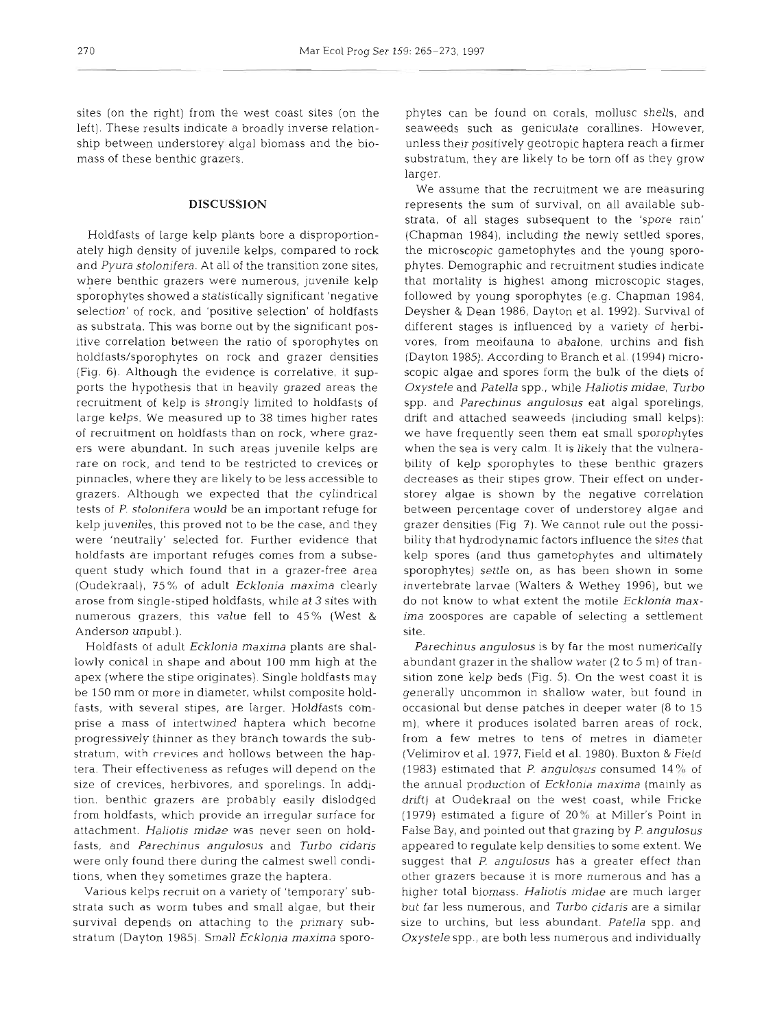sites (on the right) from the west coast sites (on the left). These results indicate a broadly inverse relationship between understorey algal biomass and the biomass of these benthic grazers.

## DISCUSSION

Holdfasts of large kelp plants bore a disproportionately high density of juvenile kelps, compared to rock and *Pyura stolonifera*. At all of the transition zone sites, where benthic grazers were numerous, juvenile kelp sporophytes showed a statistically significant 'negative selection' of rock, and 'positive selection' of holdfasts as substrata. This was borne out by the significant positive correlation between the ratio of sporophytes on holdfasts/sporophytes on rock and grazer densities (Fig. 6). Although the evidence is correlative, it supports the hypothesis that in heavily grazed areas the recruitment of kelp is strongly limited to holdfasts of large kelps. We measured up to 38 times higher rates of recruitment on holdfasts than on rock, where grazers were abundant. In such areas juvenile kelps are rare on rock, and tend to be restricted to crevices or pinnacles, where they are likely to be less accessible to grazers. Although we expected that the cylindrical tests of *P. stolonifera* would be an important refuge for kelp juveniles, this proved not to be the case, and they were 'neutrally' selected for. Further evidence that holdfasts are important refuges comes from a subsequent study which found that in a grazer-free area (Oudekraal), 75% of adult *Ecklonia maxima* clearly arose from single-stiped holdfasts, while at 3 sites with numerous grazers, this value fell to 45% (West & Anderson unpubl.).

Holdfasts of adult *Ecklonia maxima* plants are shallowly conical in shape and about 100 mm high at the apex (where the stipe originates). Single holdfasts may be 150 mm or more in diameter, whilst composite holdfasts, with several stipes, are larger. Holdfasts comprise a mass of intertwined haptera which become progressively thinner as they branch towards the substratum, with crevices and hollows between the haptera. Their effectiveness as refuges will depend on the size of crevices, herbivores, and sporelings. In addition, benthic grazers are probably easily dislodged from holdfasts, which provide an irregular surface for attachment. *Haliotis midae* was never seen on holdfasts, and *Parechinus angulosus* and *Turbo cidaris* were only found there during the calmest swell conditions, when they sometimes graze the haptera.

Various kelps recruit on a variety of 'temporary' substrata such as worm tubes and small algae, but their survival depends on attaching to the primary substratum (Dayton 1985). Small *Ecklonia maxima* sporophytes can be found on corals, mollusc shells, and seaweeds such as geniculate corallines. However, unless their positively geotropic haptera reach a firmer substratum, they are likely to be torn off as they grow larger.

We assume that the recruitment we are measuring represents the sum of survival, on all available substrata, of all stages subsequent to the 'spore rain' (Chapman 1984), including the newly settled spores, the microscopic gametophytes and the young sporophytes. Demographic and recruitment studies indicate that mortality is highest among microscopic stages, followed by young sporophytes (e.g. Chapman 1984, Deysher & Dean 1986, Dayton et al. 1992). Survival of different stages is influenced by a variety of herbivores, from meiofauna to abalone, urchins and fish (Dayton 1985). According to Branch et al. (1994) microscopic algae and spores form the bulk of the diets of *Oxystele* and *Patella* spp., while *Haliotis midae*, *Turbo* spp. and *Parechinus angulosus* eat algal sporelings, drift and attached seaweeds (including small kelps): we have frequently seen them eat small sporophytes when the sea is very calm. It is likely that the vulnerability of kelp sporophytes to these benthic grazers decreases as their stipes grow. Their effect on understorey algae is shown by the negative correlation between percentage cover of understorey algae and grazer densities (Fig 7). We cannot rule out the possibility that hydrodynamic factors influence the sites that kelp spores (and thus gametophytes and ultimately sporophytes) settle on, as has been shown in some invertebrate larvae (Walters & Wethey 1996), but we do not know to what extent the motile *Ecklonia maxima* zoospores are capable of selecting a settlement site.

*Parechinus angulosus* is by far the most numerically abundant grazer in the shallow water (2 to 5 m) of transition zone kelp beds (Fig. 5). On the west coast it is generally uncommon in shallow water, but found in occasional but dense patches in deeper water (8 to 15 m), where it produces isolated barren areas of rock, from a few metres to tens of metres in diameter (Velimirov et al. 1977, Field et al. 1980). Buxton & Field (1983) estimated that *P. angulosus* consumed 14% of the annual production of *Ecklonia maxima* (mainly as drift) at Oudekraal on the west coast, while Fricke (1979) estimated a figure of 20% at Miller's Point in False Bay, and pointed out that grazing by *P. angulosus* appeared to regulate kelp densities to some extent. We suggest that *P. angulosus* has a greater effect than other grazers because it is more numerous and has a higher total biomass. *Haliotis midae* are much larger but far less numerous, and *Turbo cidaris* are a similar size to urchins, but less abundant. *Patella* spp. and *Oxystele* spp., are both less numerous and individually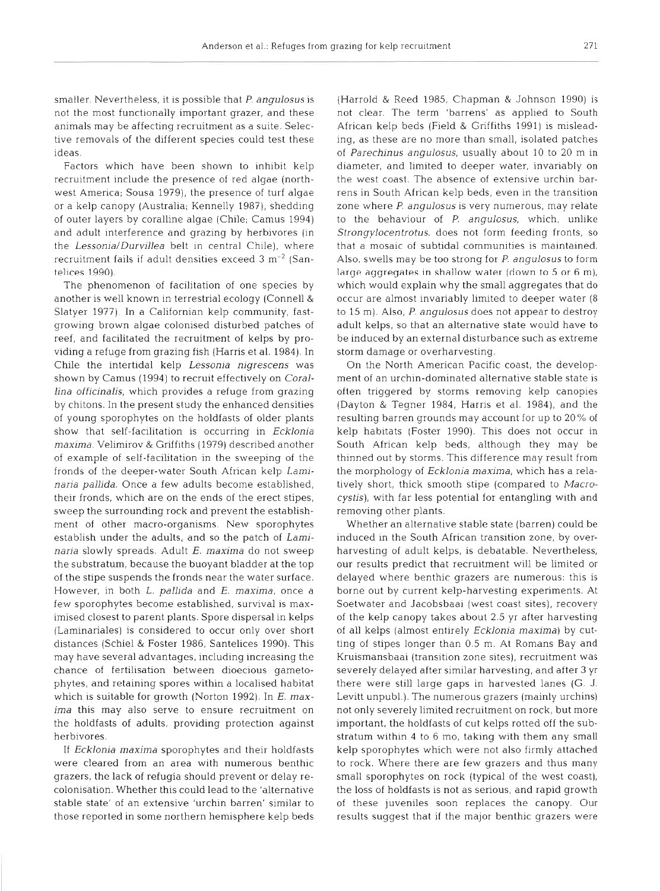smaller. Nevertheless, it is possible that *P. angulosus* is not the most functionally important grazer, and these animals may be affecting recruitment as a suite. Selective removals of the different species could test these ideas.

Factors which have been shown to inhibit kelp recruitment include the presence of red algae (northwest America; Sousa 1979), the presence of turf algae or a kelp canopy (Australia; Kennelly 1987), shedding of outer layers by coralline algae (Chile; Camus 1994) and adult interference and grazing by herbivores (in the *Lessonia/Durvillea* belt in central Chile), where recruitment fails if adult densities exceed 3 $m^{-2}$ (Santelices 1990).

The phenomenon of facilitation of one species by another is well known in terrestrial ecology (Connell & Slatyer 1977). In a Californian kelp community, fast-growing brown algae colonised disturbed patches of reef, and facilitated the recruitment of kelps by providing a refuge from grazing fish (Harris et al. 1984). In Chile the intertidal kelp *Lessonia nigrescens* was shown by Camus (1994) to recruit effectively on *Corallina officinalis*, which provides a refuge from grazing by chitons. In the present study the enhanced densities of young sporophytes on the holdfasts of older plants show that self-facilitation is occurring in *Ecklonia maxima*. Velimirov & Griffiths (1979) described another of example of self-facilitation in the sweeping of the fronds of the deeper-water South African kelp *Laminaria pallida*. Once a few adults become established, their fronds, which are on the ends of the erect stipes, sweep the surrounding rock and prevent the establishment of other macro-organisms. New sporophytes establish under the adults, and so the patch of *Laminaria* slowly spreads. Adult *E. maxima* do not sweep the substratum, because the buoyant bladder at the top of the stipe suspends the fronds near the water surface. However, in both *L. pallida* and *E. maxima*, once a few sporophytes become established, survival is maximised closest to parent plants. Spore dispersal in kelps (Laminariales) is considered to occur only over short distances (Schiel & Foster 1986, Santelices 1990). This may have several advantages, including increasing the chance of fertilisation between dioecious gametophytes, and retaining spores within a localised habitat which is suitable for growth (Norton 1992). In *E. maxima* this may also serve to ensure recruitment on the holdfasts of adults, providing protection against herbivores.

If *Ecklonia maxima* sporophytes and their holdfasts were cleared from an area with numerous benthic grazers, the lack of refugia should prevent or delay recolonisation. Whether this could lead to the 'alternative stable state' of an extensive 'urchin barren' similar to those reported in some northern hemisphere kelp beds (Harrold & Reed 1985, Chapman & Johnson 1990) is not clear. The term 'barrens' as applied to South African kelp beds (Field & Griffiths 1991) is misleading, as these are no more than small, isolated patches of *Parechinus angulosus*, usually about 10 to 20 m in diameter, and limited to deeper water, invariably on the west coast. The absence of extensive urchin barrens in South African kelp beds, even in the transition zone where *P. angulosus* is very numerous, may relate to the behaviour of *P. angulosus*, which, unlike *Strongylocentrotus*, does not form feeding fronts, so that a mosaic of subtidal communities is maintained. Also, swells may be too strong for *P. angulosus* to form large aggregates in shallow water (down to 5 or 6 m), which would explain why the small aggregates that do occur are almost invariably limited to deeper water (8 to 15 m). Also, *P. angulosus* does not appear to destroy adult kelps, so that an alternative state would have to be induced by an external disturbance such as extreme storm damage or overharvesting.

On the North American Pacific coast, the development of an urchin-dominated alternative stable state is often triggered by storms removing kelp canopies (Dayton & Tegner 1984, Harris et al. 1984), and the resulting barren grounds may account for up to 20% of kelp habitats (Foster 1990). This does not occur in South African kelp beds, although they may be thinned out by storms. This difference may result from the morphology of *Ecklonia maxima*, which has a relatively short, thick smooth stipe (compared to *Macrocystis*), with far less potential for entangling with and removing other plants.

Whether an alternative stable state (barren) could be induced in the South African transition zone, by overharvesting of adult kelps, is debatable. Nevertheless, our results predict that recruitment will be limited or delayed where benthic grazers are numerous: this is borne out by current kelp-harvesting experiments. At Soetwater and Jacobsbaai (west coast sites), recovery of the kelp canopy takes about 2.5 yr after harvesting of all kelps (almost entirely *Ecklonia maxima*) by cutting of stipes longer than 0.5 m. At Romans Bay and Kruismansbaai (transition zone sites), recruitment was severely delayed after similar harvesting, and after 3 yr there were still large gaps in harvested lanes (G. J. Levitt unpubl.). The numerous grazers (mainly urchins) not only severely limited recruitment on rock, but more important, the holdfasts of cut kelps rotted off the substratum within 4 to 6 mo, taking with them any small kelp sporophytes which were not also firmly attached to rock. Where there are few grazers and thus many small sporophytes on rock (typical of the west coast), the loss of holdfasts is not as serious, and rapid growth of these juveniles soon replaces the canopy. Our results suggest that if the major benthic grazers were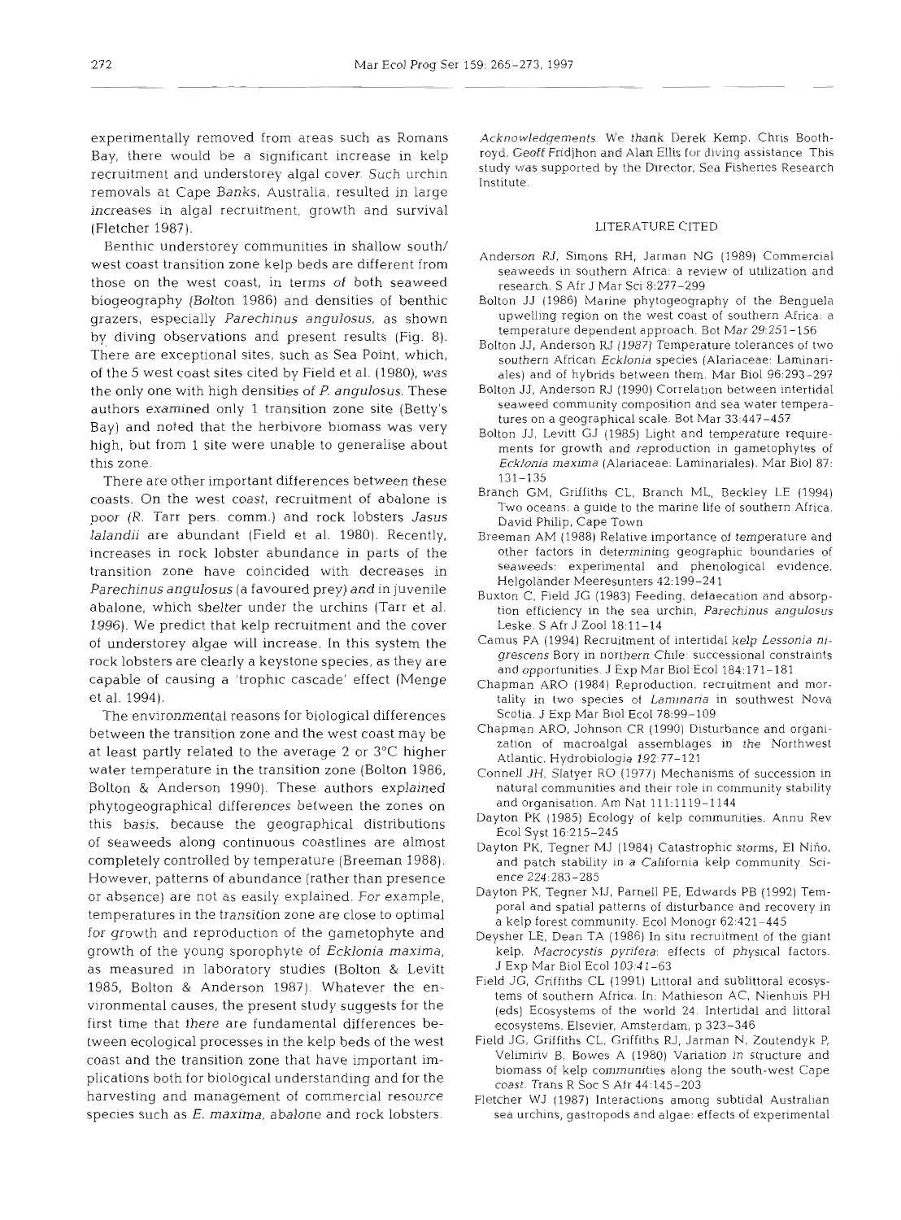experimentally removed from areas such as Romans Bay, there would be a significant increase in kelp recruitment and understorey algal cover. Such urchin removals at Cape Banks, Australia, resulted in large increases in algal recruitment, growth and survival (Fletcher 1987).

Benthic understorey communities in shallow south/west coast transition zone kelp beds are different from those on the west coast, in terms of both seaweed biogeography (Bolton 1986) and densities of benthic grazers, especially *Parechinus angulosus*, as shown by diving observations and present results (Fig. 8). There are exceptional sites, such as Sea Point, which, of the 5 west coast sites cited by Field et al. (1980), was the only one with high densities of *P. angulosus*. These authors examined only 1 transition zone site (Betty's Bay) and noted that the herbivore biomass was very high, but from 1 site were unable to generalise about this zone.

There are other important differences between these coasts. On the west coast, recruitment of abalone is poor (R. Tarr pers. comm.) and rock lobsters *Jasus lalandii* are abundant (Field et al. 1980). Recently, increases in rock lobster abundance in parts of the transition zone have coincided with decreases in *Parechinus angulosus* (a favoured prey) and in juvenile abalone, which shelter under the urchins (Tarr et al. 1996). We predict that kelp recruitment and the cover of understorey algae will increase. In this system the rock lobsters are clearly a keystone species, as they are capable of causing a 'trophic cascade' effect (Menge et al. 1994).

The environmental reasons for biological differences between the transition zone and the west coast may be at least partly related to the average 2 or 3°C higher water temperature in the transition zone (Bolton 1986, Bolton & Anderson 1990). These authors explained phytogeographical differences between the zones on this basis, because the geographical distributions of seaweeds along continuous coastlines are almost completely controlled by temperature (Breeman 1988). However, patterns of abundance (rather than presence or absence) are not as easily explained. For example, temperatures in the transition zone are close to optimal for growth and reproduction of the gametophyte and growth of the young sporophyte of *Ecklonia maxima*, as measured in laboratory studies (Bolton & Levitt 1985, Bolton & Anderson 1987). Whatever the environmental causes, the present study suggests for the first time that there are fundamental differences between ecological processes in the kelp beds of the west coast and the transition zone that have important implications both for biological understanding and for the harvesting and management of commercial resource species such as *E. maxima*, abalone and rock lobsters.

*Acknowledgements*. We thank Derek Kemp, Chris Boothroyd, Geoff Fridjhon and Alan Ellis for diving assistance. This study was supported by the Director, Sea Fisheries Research Institute.

## LITERATURE CITED

Anderson RJ, Simons RH, Jarman NG (1989) Commercial seaweeds in southern Africa: a review of utilization and research. S Afr J Mar Sci 8:277–299

Bolton JJ (1986) Marine phytogeography of the Benguela upwelling region on the west coast of southern Africa: a temperature dependent approach. Bot Mar 29:251–156

Bolton JJ, Anderson RJ (1987) Temperature tolerances of two southern African *Ecklonia* species (Alariaceae: Laminariales) and of hybrids between them. Mar Biol 96:293–297

Bolton JJ, Anderson RJ (1990) Correlation between intertidal seaweed community composition and sea water temperatures on a geographical scale. Bot Mar 33:447–457

Bolton JJ, Levitt GJ (1985) Light and temperature requirements for growth and reproduction in gametophytes of *Ecklonia maxima* (Alariaceae: Laminariales). Mar Biol 87:131–135

Branch GM, Griffiths CL, Branch ML, Beckley LE (1994) Two oceans: a guide to the marine life of southern Africa. David Philip, Cape Town

Breeman AM (1988) Relative importance of temperature and other factors in determining geographic boundaries of seaweeds: experimental and phenological evidence. Helgoländer Meeresunters 42:199–241

Buxton C, Field JG (1983) Feeding, defaecation and absorption efficiency in the sea urchin, *Parechinus angulosus* Leske. S Afr J Zool 18:11–14

Camus PA (1994) Recruitment of intertidal kelp *Lessonia nigrescens* Bory in northern Chile: successional constraints and opportunities. J Exp Mar Biol Ecol 184:171–181

Chapman ARO (1984) Reproduction, recruitment and mortality in two species of *Laminaria* in southwest Nova Scotia. J Exp Mar Biol Ecol 78:99–109

Chapman ARO, Johnson CR (1990) Disturbance and organization of macroalgal assemblages in the Northwest Atlantic. Hydrobiologia 192:77–121

Connell JH, Slatyer RO (1977) Mechanisms of succession in natural communities and their role in community stability and organisation. Am Nat 111:1119–1144

Dayton PK (1985) Ecology of kelp communities. Annu Rev Ecol Syst 16:215–245

Dayton PK, Tegner MJ (1984) Catastrophic storms, El Niño, and patch stability in a California kelp community. Science 224:283–285

Dayton PK, Tegner MJ, Parnell PE, Edwards PB (1992) Temporal and spatial patterns of disturbance and recovery in a kelp forest community. Ecol Monogr 62:421–445

Deysher LE, Dean TA (1986) In situ recruitment of the giant kelp, *Macrocystis pyrifera*: effects of physical factors. J Exp Mar Biol Ecol 103:41–63

Field JG, Griffiths CL (1991) Littoral and sublittoral ecosystems of southern Africa. In: Mathieson AC, Nienhuis PH (eds) Ecosystems of the world 24. Intertidal and littoral ecosystems. Elsevier, Amsterdam, p 323–346

Field JG, Griffiths CL, Griffiths RJ, Jarman N, Zoutendyk P, Velimirov B, Bowes A (1980) Variation in structure and biomass of kelp communities along the south-west Cape coast. Trans R Soc S Afr 44:145–203

Fletcher WJ (1987) Interactions among subtidal Australian sea urchins, gastropods and algae: effects of experimental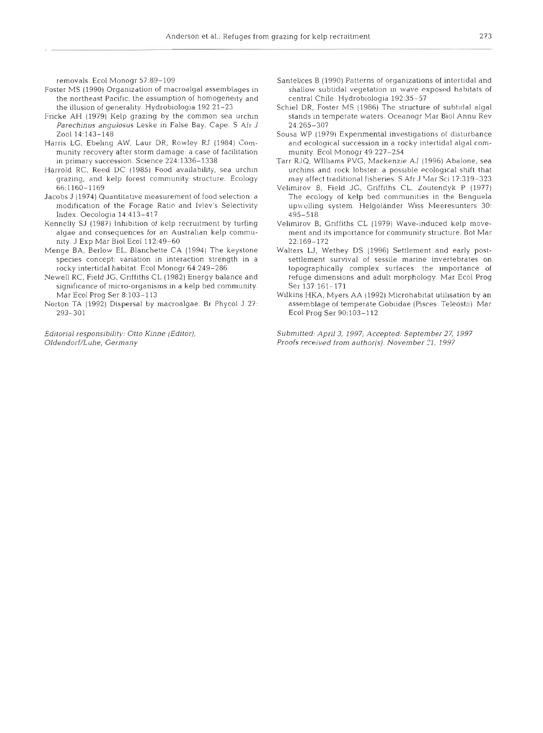removals. Ecol Monogr 57:89–109

Foster MS (1990) Organization of macroalgal assemblages in the northeast Pacific: the assumption of homogeneity and the illusion of generality. Hydrobiologia 192:21–23

Fricke AH (1979) Kelp grazing by the common sea urchin *Parechinus angulosus* Leske in False Bay, Cape. S Afr J Zool 14:143–148

Harris LG, Ebeling AW, Laur DR, Rowley RJ (1984) Community recovery after storm damage: a case of facilitation in primary succession. Science 224:1336–1338

Harrold RC, Reed DC (1985) Food availability, sea urchin grazing, and kelp forest community structure. Ecology 66:1160–1169

Jacobs J (1974) Quantitative measurement of food selection: a modification of the Forage Ratio and Ivlev's Selectivity Index. Oecologia 14:413–417

Kennelly SJ (1987) Inhibition of kelp recruitment by turfing algae and consequences for an Australian kelp community. J Exp Mar Biol Ecol 112:49–60

Menge BA, Berlow EL, Blanchette CA (1994) The keystone species concept: variation in interaction strength in a rocky intertidal habitat. Ecol Monogr 64:249–286

Newell RC, Field JG, Griffiths CL (1982) Energy balance and significance of micro-organisms in a kelp bed community. Mar Ecol Prog Ser 8:103–113

Norton TA (1992) Dispersal by macroalgae. Br Phycol J 27: 293–301

Santelices B (1990) Patterns of organizations of intertidal and shallow subtidal vegetation in wave exposed habitats of central Chile. Hydrobiologia 192:35–57

Schiel DR, Foster MS (1986) The structure of subtidal algal stands in temperate waters. Oceanogr Mar Biol Annu Rev 24:265–307

Sousa WP (1979) Experimental investigations of disturbance and ecological succession in a rocky intertidal algal community. Ecol Monogr 49:227–254

Tarr RJQ, Williams PVG, Mackenzie AJ (1996) Abalone, sea urchins and rock lobster: a possible ecological shift that may affect traditional fisheries. S Afr J Mar Sci 17:319–323

Velimirov B, Field JG, Griffiths CL, Zoutendyk P (1977) The ecology of kelp bed communities in the Benguela upwelling system. Helgoländer Wiss Meeresunters 30: 495–518

Velimirov B, Griffiths CL (1979) Wave-induced kelp movement and its importance for community structure. Bot Mar 22:169–172

Walters LJ, Wethey DS (1996) Settlement and early post-settlement survival of sessile marine invertebrates on topographically complex surfaces: the importance of refuge dimensions and adult morphology. Mar Ecol Prog Ser 137:161–171

Wilkins HKA, Myers AA (1992) Microhabitat utilisation by an assemblage of temperate Gobiidae (Pisces: Teleostii). Mar Ecol Prog Ser 90:103–112

*Editorial responsibility: Otto Kinne (Editor), Oldendorf/Luhe, Germany*

*Submitted: April 3, 1997; Accepted: September 27, 1997*
*Proofs received from author(s): November 21, 1997*